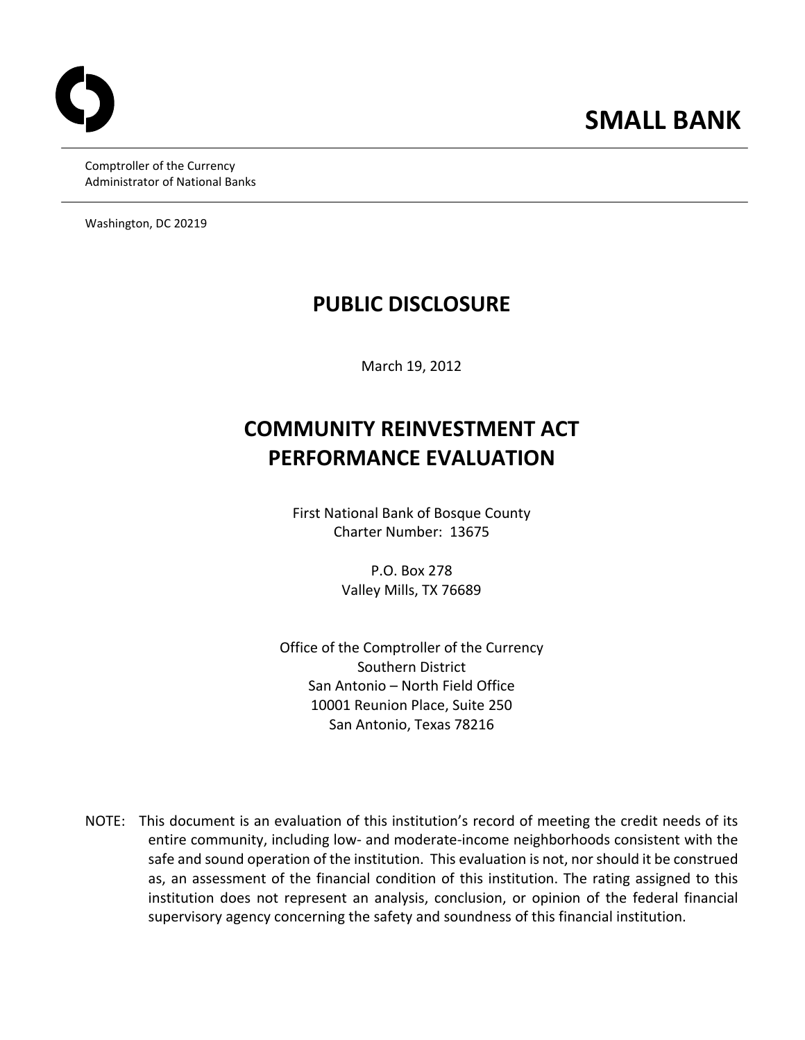# SMALL BANK

Comptroller of the Currency
Administrator of National Banks

Washington, DC 20219

## PUBLIC DISCLOSURE

March 19, 2012

## COMMUNITY REINVESTMENT ACT PERFORMANCE EVALUATION

First National Bank of Bosque County
Charter Number: 13675

P.O. Box 278
Valley Mills, TX 76689

Office of the Comptroller of the Currency
Southern District
San Antonio – North Field Office
10001 Reunion Place, Suite 250
San Antonio, Texas 78216

NOTE: This document is an evaluation of this institution's record of meeting the credit needs of its entire community, including low- and moderate-income neighborhoods consistent with the safe and sound operation of the institution. This evaluation is not, nor should it be construed as, an assessment of the financial condition of this institution. The rating assigned to this institution does not represent an analysis, conclusion, or opinion of the federal financial supervisory agency concerning the safety and soundness of this financial institution.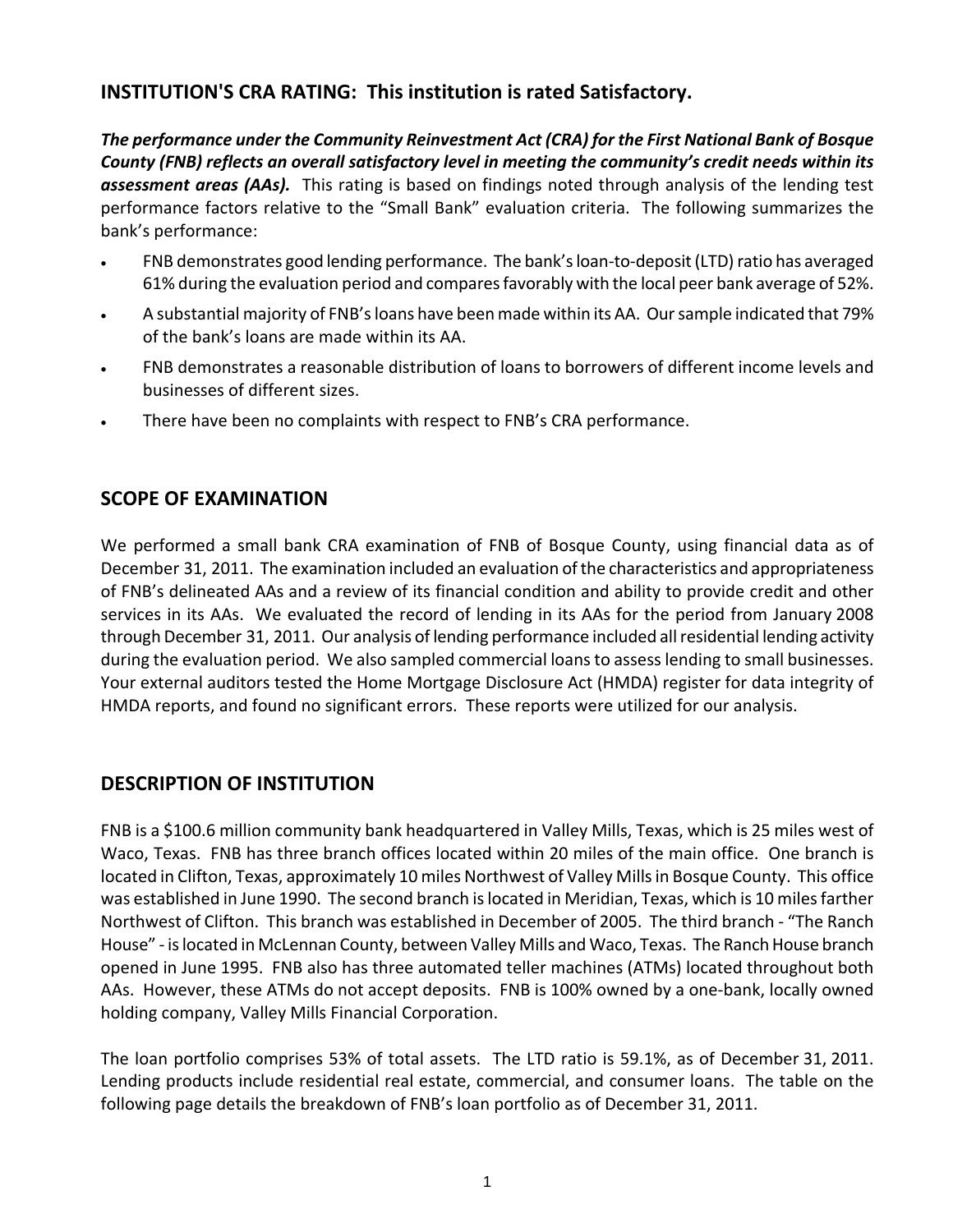## INSTITUTION'S CRA RATING: This institution is rated Satisfactory.

***The performance under the Community Reinvestment Act (CRA) for the First National Bank of Bosque County (FNB) reflects an overall satisfactory level in meeting the community's credit needs within its assessment areas (AAs).*** This rating is based on findings noted through analysis of the lending test performance factors relative to the "Small Bank" evaluation criteria. The following summarizes the bank's performance:

- FNB demonstrates good lending performance. The bank's loan-to-deposit (LTD) ratio has averaged 61% during the evaluation period and compares favorably with the local peer bank average of 52%.
- A substantial majority of FNB's loans have been made within its AA. Our sample indicated that 79% of the bank's loans are made within its AA.
- FNB demonstrates a reasonable distribution of loans to borrowers of different income levels and businesses of different sizes.
- There have been no complaints with respect to FNB's CRA performance.

## SCOPE OF EXAMINATION

We performed a small bank CRA examination of FNB of Bosque County, using financial data as of December 31, 2011. The examination included an evaluation of the characteristics and appropriateness of FNB's delineated AAs and a review of its financial condition and ability to provide credit and other services in its AAs. We evaluated the record of lending in its AAs for the period from January 2008 through December 31, 2011. Our analysis of lending performance included all residential lending activity during the evaluation period. We also sampled commercial loans to assess lending to small businesses. Your external auditors tested the Home Mortgage Disclosure Act (HMDA) register for data integrity of HMDA reports, and found no significant errors. These reports were utilized for our analysis.

## DESCRIPTION OF INSTITUTION

FNB is a $100.6 million community bank headquartered in Valley Mills, Texas, which is 25 miles west of Waco, Texas. FNB has three branch offices located within 20 miles of the main office. One branch is located in Clifton, Texas, approximately 10 miles Northwest of Valley Mills in Bosque County. This office was established in June 1990. The second branch is located in Meridian, Texas, which is 10 miles farther Northwest of Clifton. This branch was established in December of 2005. The third branch - "The Ranch House" - is located in McLennan County, between Valley Mills and Waco, Texas. The Ranch House branch opened in June 1995. FNB also has three automated teller machines (ATMs) located throughout both AAs. However, these ATMs do not accept deposits. FNB is 100% owned by a one-bank, locally owned holding company, Valley Mills Financial Corporation.

The loan portfolio comprises 53% of total assets. The LTD ratio is 59.1%, as of December 31, 2011. Lending products include residential real estate, commercial, and consumer loans. The table on the following page details the breakdown of FNB's loan portfolio as of December 31, 2011.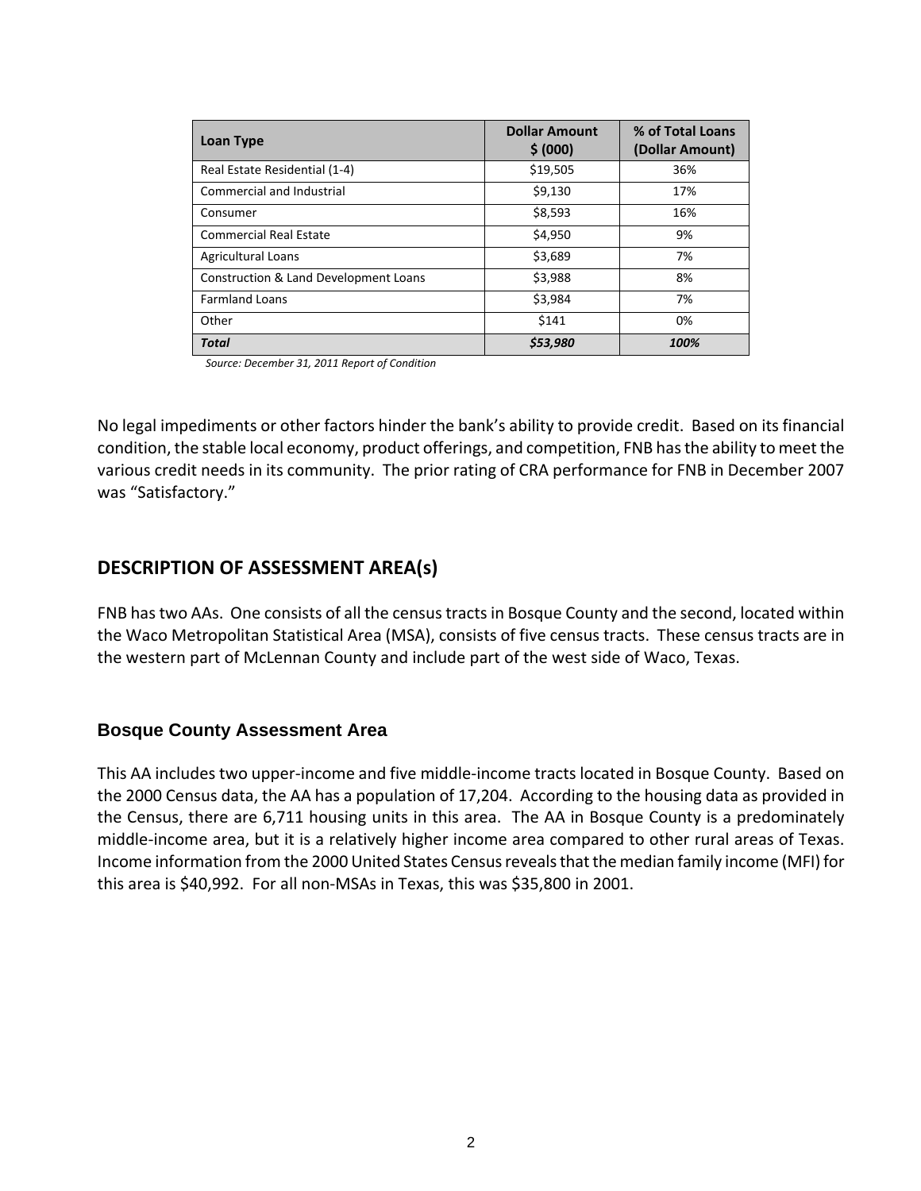| Loan Type | Dollar Amount $ (000) | % of Total Loans (Dollar Amount) |
| --- | --- | --- |
| Real Estate Residential (1-4) | $19,505 | 36% |
| Commercial and Industrial | $9,130 | 17% |
| Consumer | $8,593 | 16% |
| Commercial Real Estate | $4,950 | 9% |
| Agricultural Loans | $3,689 | 7% |
| Construction & Land Development Loans | $3,988 | 8% |
| Farmland Loans | $3,984 | 7% |
| Other | $141 | 0% |
| ***Total*** | ***$53,980*** | ***100%*** |

*Source: December 31, 2011 Report of Condition*

No legal impediments or other factors hinder the bank's ability to provide credit. Based on its financial condition, the stable local economy, product offerings, and competition, FNB has the ability to meet the various credit needs in its community. The prior rating of CRA performance for FNB in December 2007 was "Satisfactory."

## DESCRIPTION OF ASSESSMENT AREA(s)

FNB has two AAs. One consists of all the census tracts in Bosque County and the second, located within the Waco Metropolitan Statistical Area (MSA), consists of five census tracts. These census tracts are in the western part of McLennan County and include part of the west side of Waco, Texas.

### Bosque County Assessment Area

This AA includes two upper-income and five middle-income tracts located in Bosque County. Based on the 2000 Census data, the AA has a population of 17,204. According to the housing data as provided in the Census, there are 6,711 housing units in this area. The AA in Bosque County is a predominately middle-income area, but it is a relatively higher income area compared to other rural areas of Texas. Income information from the 2000 United States Census reveals that the median family income (MFI) for this area is $40,992. For all non-MSAs in Texas, this was $35,800 in 2001.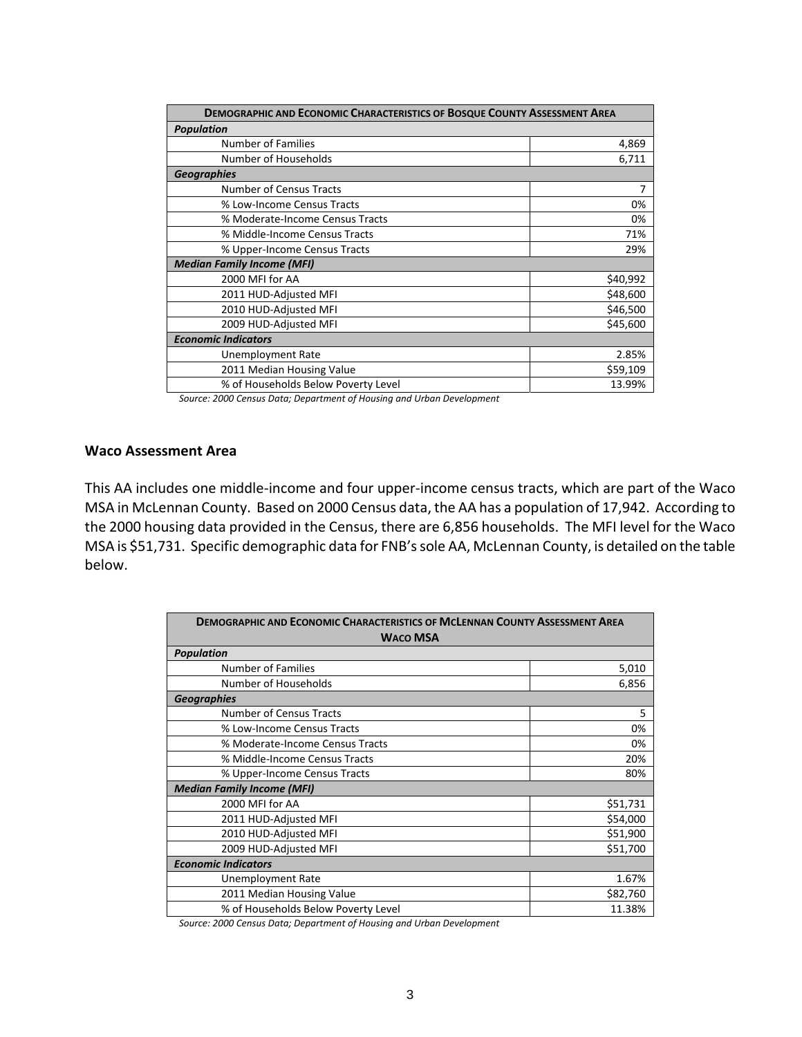| Demographic and Economic Characteristics of Bosque County Assessment Area | |
|---|---|
| ***Population*** | |
| Number of Families | 4,869 |
| Number of Households | 6,711 |
| ***Geographies*** | |
| Number of Census Tracts | 7 |
| % Low-Income Census Tracts | 0% |
| % Moderate-Income Census Tracts | 0% |
| % Middle-Income Census Tracts | 71% |
| % Upper-Income Census Tracts | 29% |
| ***Median Family Income (MFI)*** | |
| 2000 MFI for AA | $40,992 |
| 2011 HUD-Adjusted MFI | $48,600 |
| 2010 HUD-Adjusted MFI | $46,500 |
| 2009 HUD-Adjusted MFI | $45,600 |
| ***Economic Indicators*** | |
| Unemployment Rate | 2.85% |
| 2011 Median Housing Value | $59,109 |
| % of Households Below Poverty Level | 13.99% |

*Source: 2000 Census Data; Department of Housing and Urban Development*

**Waco Assessment Area**

This AA includes one middle-income and four upper-income census tracts, which are part of the Waco MSA in McLennan County. Based on 2000 Census data, the AA has a population of 17,942. According to the 2000 housing data provided in the Census, there are 6,856 households. The MFI level for the Waco MSA is $51,731. Specific demographic data for FNB's sole AA, McLennan County, is detailed on the table below.

| Demographic and Economic Characteristics of McLennan County Assessment Area Waco MSA | |
|---|---|
| ***Population*** | |
| Number of Families | 5,010 |
| Number of Households | 6,856 |
| ***Geographies*** | |
| Number of Census Tracts | 5 |
| % Low-Income Census Tracts | 0% |
| % Moderate-Income Census Tracts | 0% |
| % Middle-Income Census Tracts | 20% |
| % Upper-Income Census Tracts | 80% |
| ***Median Family Income (MFI)*** | |
| 2000 MFI for AA | $51,731 |
| 2011 HUD-Adjusted MFI | $54,000 |
| 2010 HUD-Adjusted MFI | $51,900 |
| 2009 HUD-Adjusted MFI | $51,700 |
| ***Economic Indicators*** | |
| Unemployment Rate | 1.67% |
| 2011 Median Housing Value | $82,760 |
| % of Households Below Poverty Level | 11.38% |

*Source: 2000 Census Data; Department of Housing and Urban Development*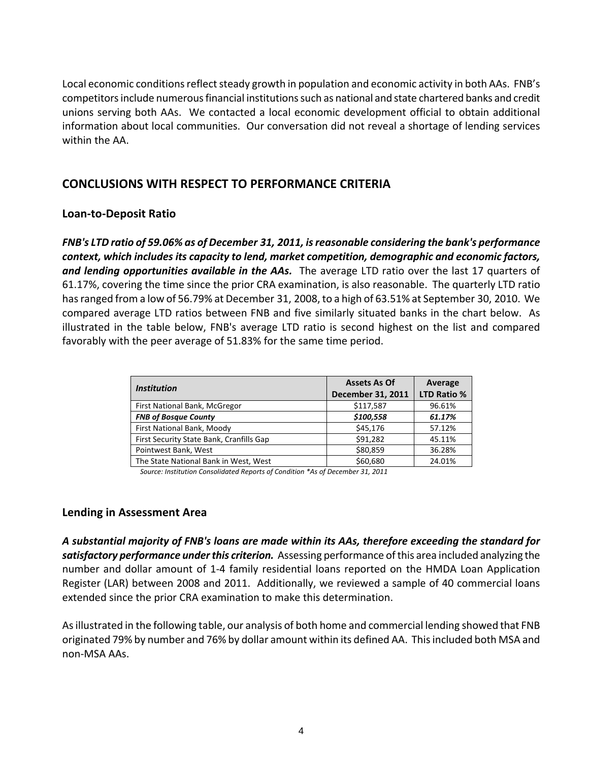Local economic conditions reflect steady growth in population and economic activity in both AAs. FNB's competitors include numerous financial institutions such as national and state chartered banks and credit unions serving both AAs. We contacted a local economic development official to obtain additional information about local communities. Our conversation did not reveal a shortage of lending services within the AA.

## CONCLUSIONS WITH RESPECT TO PERFORMANCE CRITERIA

### Loan-to-Deposit Ratio

***FNB's LTD ratio of 59.06% as of December 31, 2011, is reasonable considering the bank's performance context, which includes its capacity to lend, market competition, demographic and economic factors, and lending opportunities available in the AAs.*** The average LTD ratio over the last 17 quarters of 61.17%, covering the time since the prior CRA examination, is also reasonable. The quarterly LTD ratio has ranged from a low of 56.79% at December 31, 2008, to a high of 63.51% at September 30, 2010. We compared average LTD ratios between FNB and five similarly situated banks in the chart below. As illustrated in the table below, FNB's average LTD ratio is second highest on the list and compared favorably with the peer average of 51.83% for the same time period.

| *Institution* | Assets As Of December 31, 2011 | Average LTD Ratio % |
|---|---|---|
| First National Bank, McGregor | $117,587 | 96.61% |
| ***FNB of Bosque County*** | ***$100,558*** | ***61.17%*** |
| First National Bank, Moody | $45,176 | 57.12% |
| First Security State Bank, Cranfills Gap | $91,282 | 45.11% |
| Pointwest Bank, West | $80,859 | 36.28% |
| The State National Bank in West, West | $60,680 | 24.01% |

*Source: Institution Consolidated Reports of Condition \*As of December 31, 2011*

### Lending in Assessment Area

***A substantial majority of FNB's loans are made within its AAs, therefore exceeding the standard for satisfactory performance under this criterion.*** Assessing performance of this area included analyzing the number and dollar amount of 1-4 family residential loans reported on the HMDA Loan Application Register (LAR) between 2008 and 2011. Additionally, we reviewed a sample of 40 commercial loans extended since the prior CRA examination to make this determination.

As illustrated in the following table, our analysis of both home and commercial lending showed that FNB originated 79% by number and 76% by dollar amount within its defined AA. This included both MSA and non-MSA AAs.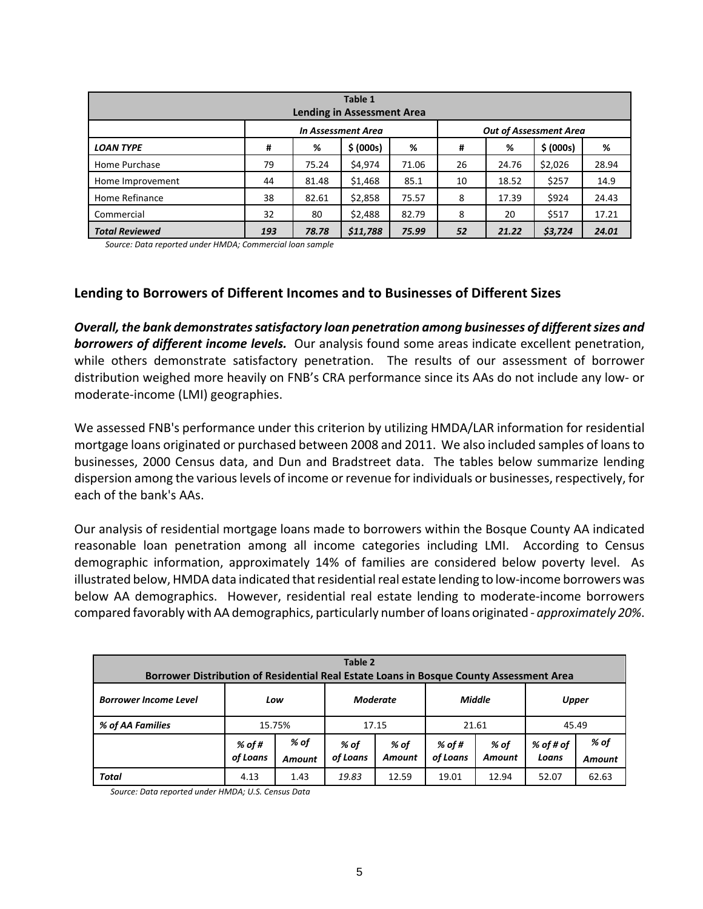| Table 1<br>Lending in Assessment Area | | | | | | | | |
|---|---|---|---|---|---|---|---|---|
| | *In Assessment Area* | | | | *Out of Assessment Area* | | | |
| ***LOAN TYPE*** | **#** | **%** | **$ (000s)** | **%** | **#** | **%** | **$ (000s)** | **%** |
| Home Purchase | 79 | 75.24 | $4,974 | 71.06 | 26 | 24.76 | $2,026 | 28.94 |
| Home Improvement | 44 | 81.48 | $1,468 | 85.1 | 10 | 18.52 | $257 | 14.9 |
| Home Refinance | 38 | 82.61 | $2,858 | 75.57 | 8 | 17.39 | $924 | 24.43 |
| Commercial | 32 | 80 | $2,488 | 82.79 | 8 | 20 | $517 | 17.21 |
| ***Total Reviewed*** | ***193*** | ***78.78*** | ***$11,788*** | ***75.99*** | ***52*** | ***21.22*** | ***$3,724*** | ***24.01*** |

*Source: Data reported under HMDA; Commercial loan sample*

## Lending to Borrowers of Different Incomes and to Businesses of Different Sizes

***Overall, the bank demonstrates satisfactory loan penetration among businesses of different sizes and borrowers of different income levels.*** Our analysis found some areas indicate excellent penetration, while others demonstrate satisfactory penetration. The results of our assessment of borrower distribution weighed more heavily on FNB's CRA performance since its AAs do not include any low- or moderate-income (LMI) geographies.

We assessed FNB's performance under this criterion by utilizing HMDA/LAR information for residential mortgage loans originated or purchased between 2008 and 2011. We also included samples of loans to businesses, 2000 Census data, and Dun and Bradstreet data. The tables below summarize lending dispersion among the various levels of income or revenue for individuals or businesses, respectively, for each of the bank's AAs.

Our analysis of residential mortgage loans made to borrowers within the Bosque County AA indicated reasonable loan penetration among all income categories including LMI. According to Census demographic information, approximately 14% of families are considered below poverty level. As illustrated below, HMDA data indicated that residential real estate lending to low-income borrowers was below AA demographics. However, residential real estate lending to moderate-income borrowers compared favorably with AA demographics, particularly number of loans originated - *approximately 20%*.

| Table 2<br>Borrower Distribution of Residential Real Estate Loans in Bosque County Assessment Area | | | | | | | | |
|---|---|---|---|---|---|---|---|---|
| ***Borrower Income Level*** | *Low* | | *Moderate* | | *Middle* | | *Upper* | |
| ***% of AA Families*** | 15.75% | | 17.15 | | 21.61 | | 45.49 | |
| | *% of # of Loans* | *% of Amount* | *% of of Loans* | *% of Amount* | *% of # of Loans* | *% of Amount* | *% of # of Loans* | *% of Amount* |
| ***Total*** | 4.13 | 1.43 | *19.83* | 12.59 | 19.01 | 12.94 | 52.07 | 62.63 |

*Source: Data reported under HMDA; U.S. Census Data*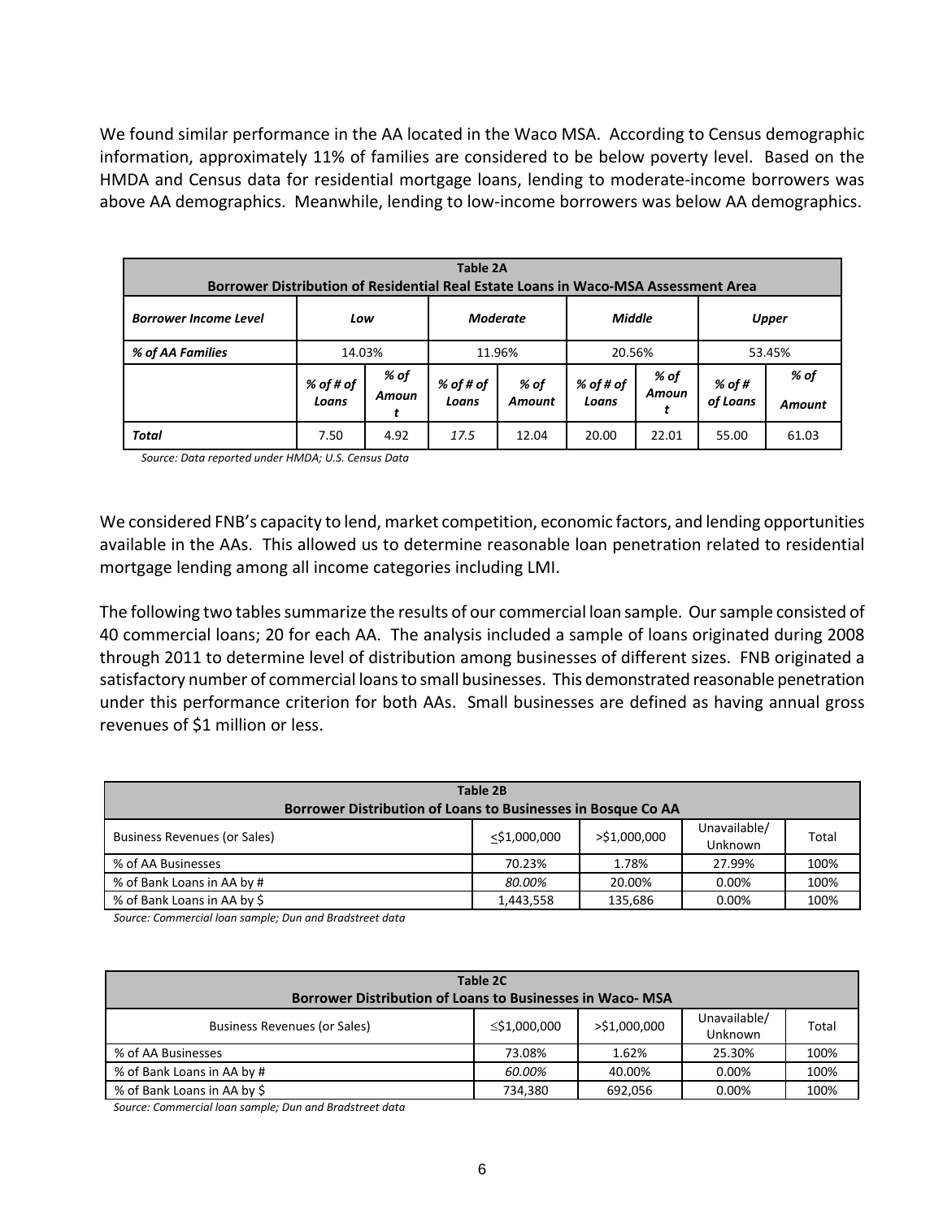We found similar performance in the AA located in the Waco MSA. According to Census demographic information, approximately 11% of families are considered to be below poverty level. Based on the HMDA and Census data for residential mortgage loans, lending to moderate-income borrowers was above AA demographics. Meanwhile, lending to low-income borrowers was below AA demographics.

| **Table 2A<br>Borrower Distribution of Residential Real Estate Loans in Waco-MSA Assessment Area** | | | | | | | | |
|---|---|---|---|---|---|---|---|---|
| ***Borrower Income Level*** | ***Low*** | | ***Moderate*** | | ***Middle*** | | ***Upper*** | |
| ***% of AA Families*** | 14.03% | | 11.96% | | 20.56% | | 53.45% | |
| | *% of # of Loans* | *% of Amount* | *% of # of Loans* | *% of Amount* | *% of # of Loans* | *% of Amount* | *% of # of Loans* | *% of Amount* |
| ***Total*** | 7.50 | 4.92 | *17.5* | 12.04 | 20.00 | 22.01 | 55.00 | 61.03 |

*Source: Data reported under HMDA; U.S. Census Data*

We considered FNB's capacity to lend, market competition, economic factors, and lending opportunities available in the AAs. This allowed us to determine reasonable loan penetration related to residential mortgage lending among all income categories including LMI.

The following two tables summarize the results of our commercial loan sample. Our sample consisted of 40 commercial loans; 20 for each AA. The analysis included a sample of loans originated during 2008 through 2011 to determine level of distribution among businesses of different sizes. FNB originated a satisfactory number of commercial loans to small businesses. This demonstrated reasonable penetration under this performance criterion for both AAs. Small businesses are defined as having annual gross revenues of $1 million or less.

| **Table 2B<br>Borrower Distribution of Loans to Businesses in Bosque Co AA** | | | | |
|---|---|---|---|---|
| Business Revenues (or Sales) | ≤$1,000,000 | >$1,000,000 | Unavailable/ Unknown | Total |
| % of AA Businesses | 70.23% | 1.78% | 27.99% | 100% |
| % of Bank Loans in AA by # | *80.00%* | 20.00% | 0.00% | 100% |
| % of Bank Loans in AA by $ | 1,443,558 | 135,686 | 0.00% | 100% |

*Source: Commercial loan sample; Dun and Bradstreet data*

| **Table 2C<br>Borrower Distribution of Loans to Businesses in Waco- MSA** | | | | |
|---|---|---|---|---|
| Business Revenues (or Sales) | ≤$1,000,000 | >$1,000,000 | Unavailable/ Unknown | Total |
| % of AA Businesses | 73.08% | 1.62% | 25.30% | 100% |
| % of Bank Loans in AA by # | *60.00%* | 40.00% | 0.00% | 100% |
| % of Bank Loans in AA by $ | 734,380 | 692,056 | 0.00% | 100% |

*Source: Commercial loan sample; Dun and Bradstreet data*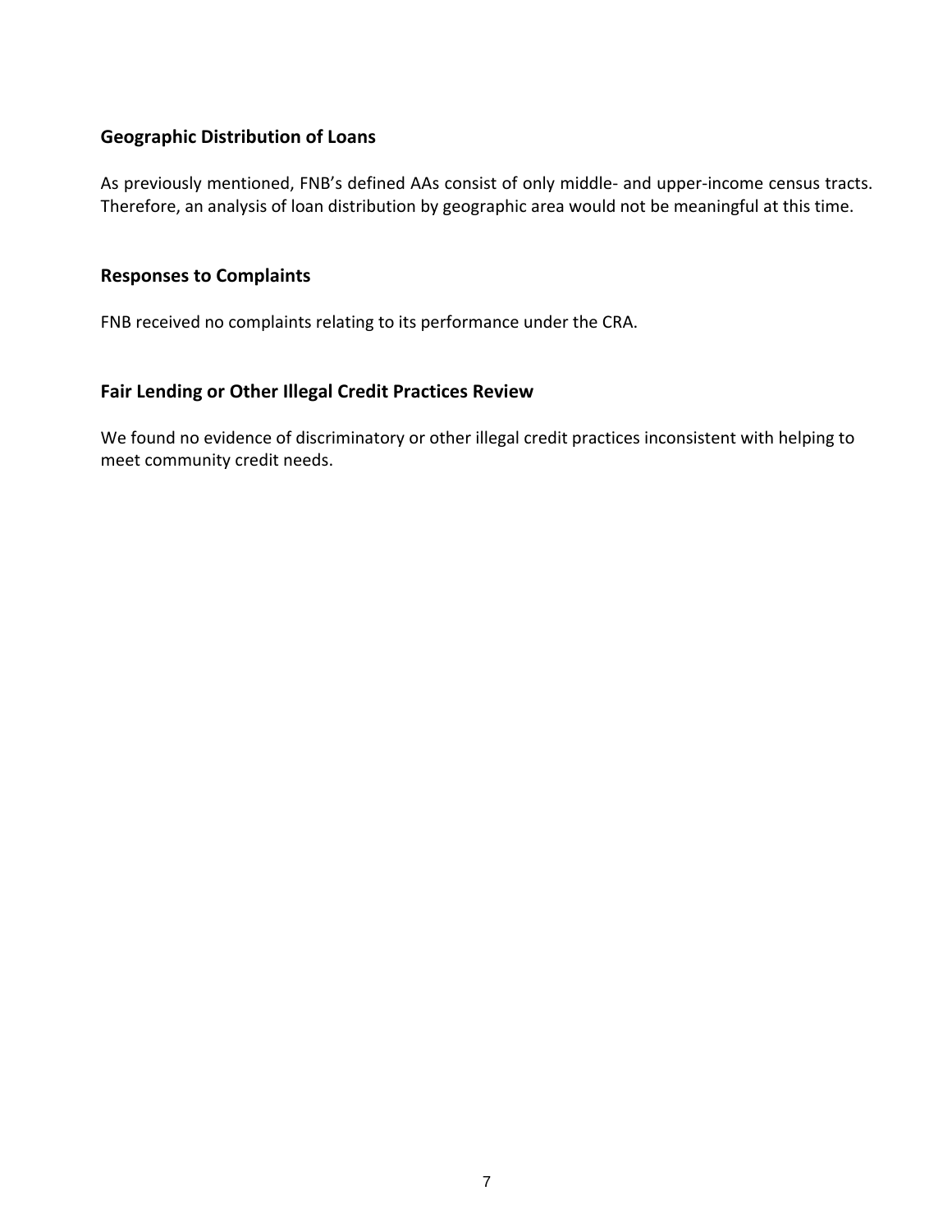## Geographic Distribution of Loans

As previously mentioned, FNB's defined AAs consist of only middle- and upper-income census tracts. Therefore, an analysis of loan distribution by geographic area would not be meaningful at this time.

## Responses to Complaints

FNB received no complaints relating to its performance under the CRA.

## Fair Lending or Other Illegal Credit Practices Review

We found no evidence of discriminatory or other illegal credit practices inconsistent with helping to meet community credit needs.